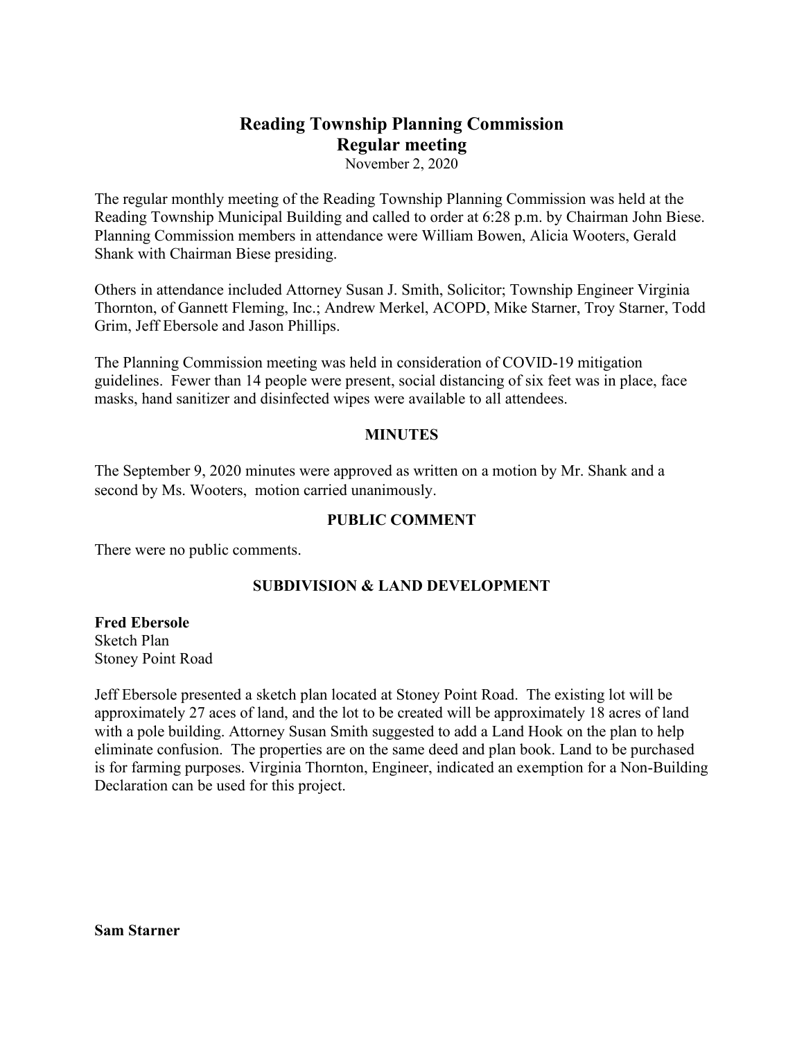# Reading Township Planning Commission
## Regular meeting

November 2, 2020

The regular monthly meeting of the Reading Township Planning Commission was held at the Reading Township Municipal Building and called to order at 6:28 p.m. by Chairman John Biese. Planning Commission members in attendance were William Bowen, Alicia Wooters, Gerald Shank with Chairman Biese presiding.

Others in attendance included Attorney Susan J. Smith, Solicitor; Township Engineer Virginia Thornton, of Gannett Fleming, Inc.; Andrew Merkel, ACOPD, Mike Starner, Troy Starner, Todd Grim, Jeff Ebersole and Jason Phillips.

The Planning Commission meeting was held in consideration of COVID-19 mitigation guidelines. Fewer than 14 people were present, social distancing of six feet was in place, face masks, hand sanitizer and disinfected wipes were available to all attendees.

### MINUTES

The September 9, 2020 minutes were approved as written on a motion by Mr. Shank and a second by Ms. Wooters, motion carried unanimously.

### PUBLIC COMMENT

There were no public comments.

### SUBDIVISION & LAND DEVELOPMENT

**Fred Ebersole**
Sketch Plan
Stoney Point Road

Jeff Ebersole presented a sketch plan located at Stoney Point Road. The existing lot will be approximately 27 aces of land, and the lot to be created will be approximately 18 acres of land with a pole building. Attorney Susan Smith suggested to add a Land Hook on the plan to help eliminate confusion. The properties are on the same deed and plan book. Land to be purchased is for farming purposes. Virginia Thornton, Engineer, indicated an exemption for a Non-Building Declaration can be used for this project.

**Sam Starner**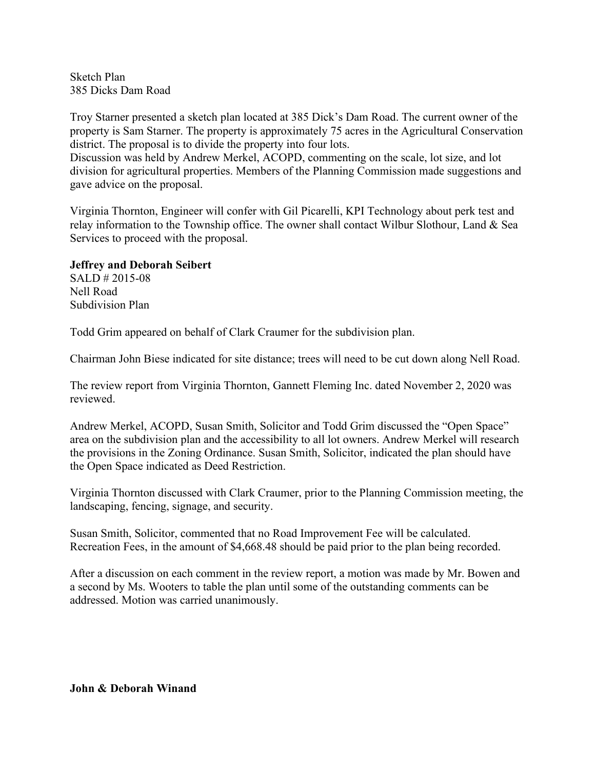Sketch Plan
385 Dicks Dam Road

Troy Starner presented a sketch plan located at 385 Dick's Dam Road. The current owner of the property is Sam Starner. The property is approximately 75 acres in the Agricultural Conservation district. The proposal is to divide the property into four lots.
Discussion was held by Andrew Merkel, ACOPD, commenting on the scale, lot size, and lot division for agricultural properties. Members of the Planning Commission made suggestions and gave advice on the proposal.

Virginia Thornton, Engineer will confer with Gil Picarelli, KPI Technology about perk test and relay information to the Township office. The owner shall contact Wilbur Slothour, Land & Sea Services to proceed with the proposal.

**Jeffrey and Deborah Seibert**
SALD # 2015-08
Nell Road
Subdivision Plan

Todd Grim appeared on behalf of Clark Craumer for the subdivision plan.

Chairman John Biese indicated for site distance; trees will need to be cut down along Nell Road.

The review report from Virginia Thornton, Gannett Fleming Inc. dated November 2, 2020 was reviewed.

Andrew Merkel, ACOPD, Susan Smith, Solicitor and Todd Grim discussed the "Open Space" area on the subdivision plan and the accessibility to all lot owners. Andrew Merkel will research the provisions in the Zoning Ordinance. Susan Smith, Solicitor, indicated the plan should have the Open Space indicated as Deed Restriction.

Virginia Thornton discussed with Clark Craumer, prior to the Planning Commission meeting, the landscaping, fencing, signage, and security.

Susan Smith, Solicitor, commented that no Road Improvement Fee will be calculated. Recreation Fees, in the amount of $4,668.48 should be paid prior to the plan being recorded.

After a discussion on each comment in the review report, a motion was made by Mr. Bowen and a second by Ms. Wooters to table the plan until some of the outstanding comments can be addressed. Motion was carried unanimously.

**John & Deborah Winand**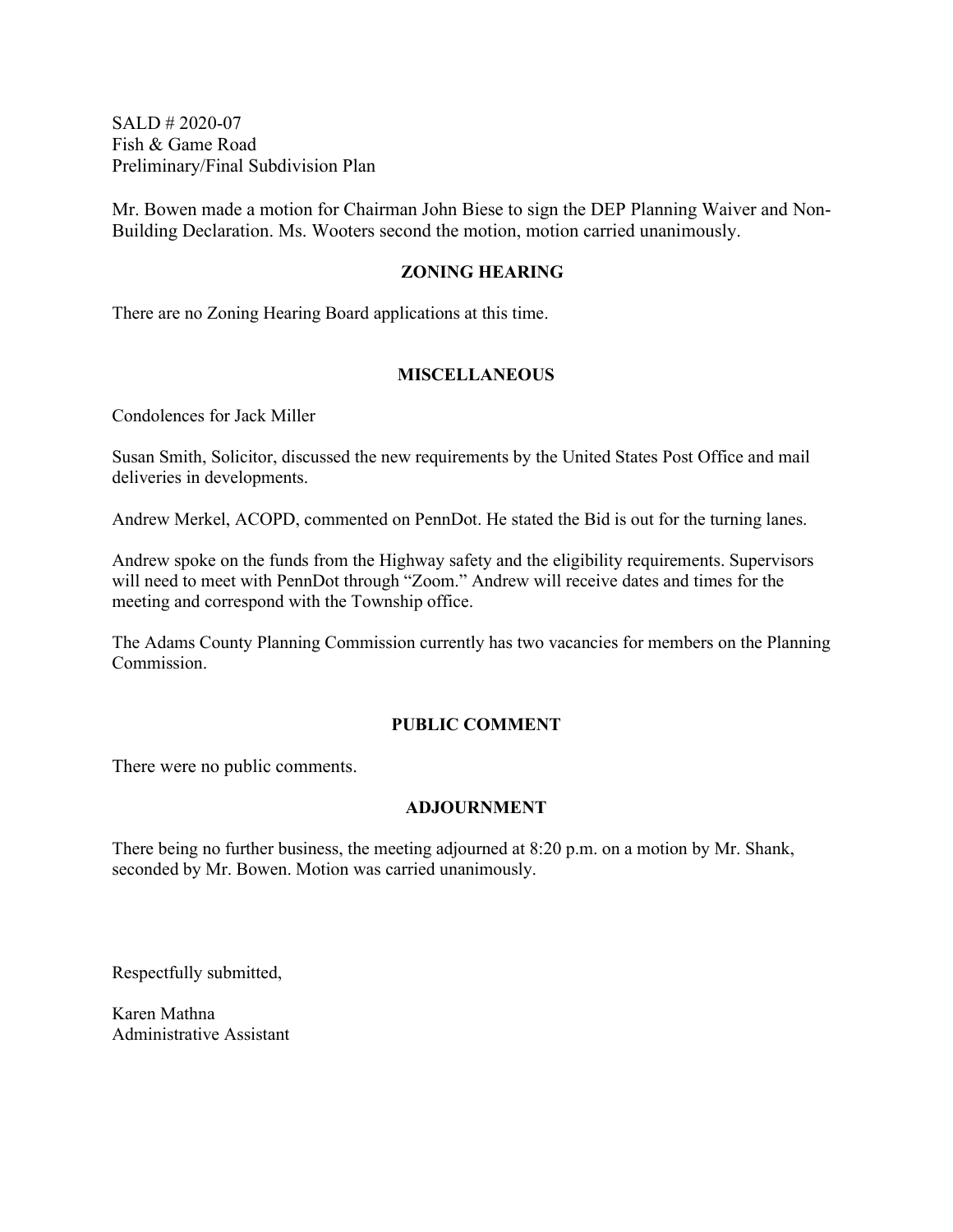SALD # 2020-07
Fish & Game Road
Preliminary/Final Subdivision Plan

Mr. Bowen made a motion for Chairman John Biese to sign the DEP Planning Waiver and Non-Building Declaration. Ms. Wooters second the motion, motion carried unanimously.

## ZONING HEARING

There are no Zoning Hearing Board applications at this time.

## MISCELLANEOUS

Condolences for Jack Miller

Susan Smith, Solicitor, discussed the new requirements by the United States Post Office and mail deliveries in developments.

Andrew Merkel, ACOPD, commented on PennDot. He stated the Bid is out for the turning lanes.

Andrew spoke on the funds from the Highway safety and the eligibility requirements. Supervisors will need to meet with PennDot through "Zoom." Andrew will receive dates and times for the meeting and correspond with the Township office.

The Adams County Planning Commission currently has two vacancies for members on the Planning Commission.

## PUBLIC COMMENT

There were no public comments.

## ADJOURNMENT

There being no further business, the meeting adjourned at 8:20 p.m. on a motion by Mr. Shank, seconded by Mr. Bowen. Motion was carried unanimously.

Respectfully submitted,

Karen Mathna
Administrative Assistant